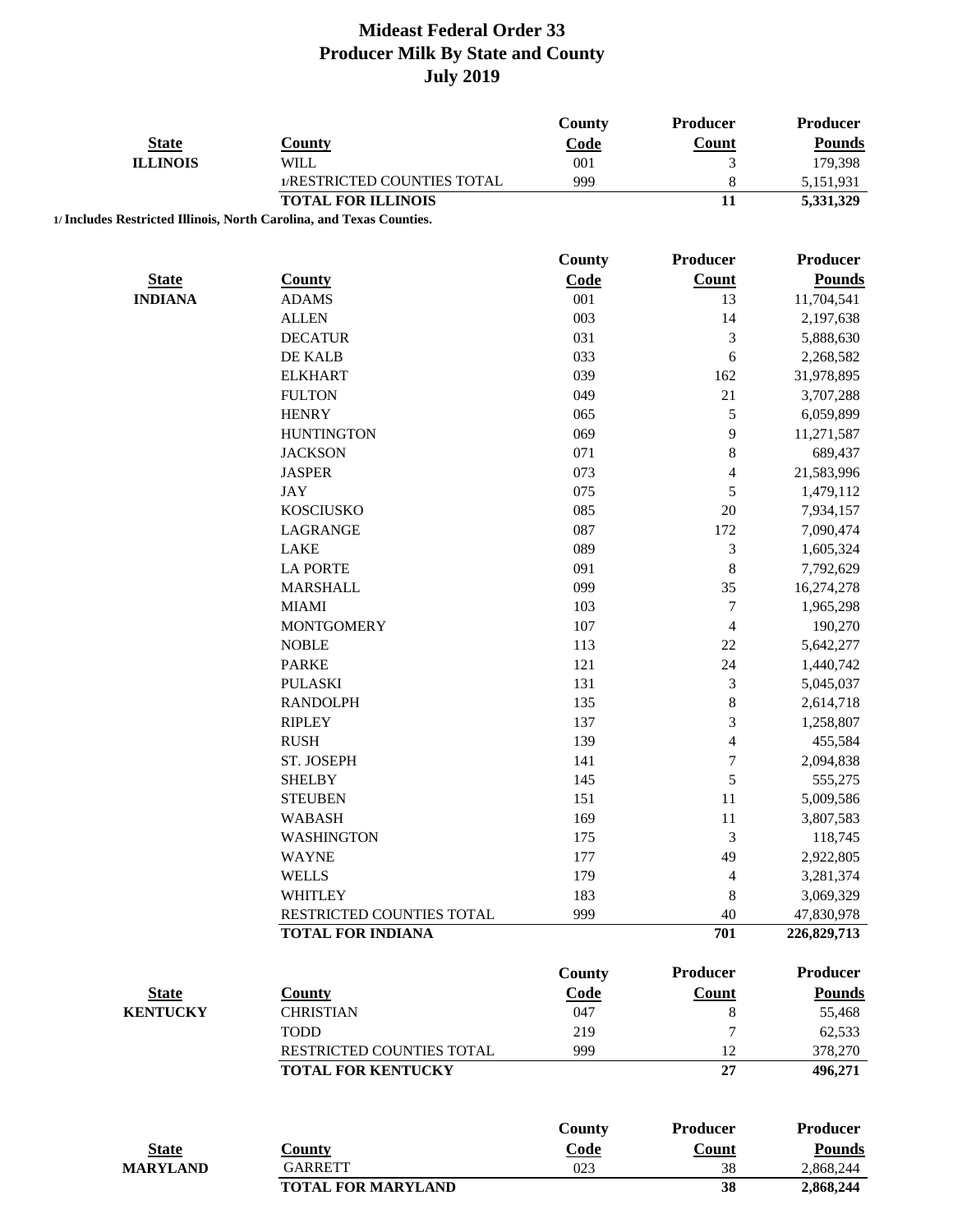# Mideast Federal Order 33
## Producer Milk By State and County
## July 2019

| State | County | County Code | Producer Count | Producer Pounds |
|---|---|---|---|---|
| ILLINOIS | WILL | 001 | 3 | 179,398 |
| | 1/RESTRICTED COUNTIES TOTAL | 999 | 8 | 5,151,931 |
| | **TOTAL FOR ILLINOIS** | | **11** | **5,331,329** |

**1/ Includes Restricted Illinois, North Carolina, and Texas Counties.**

| State | County | County Code | Producer Count | Producer Pounds |
|---|---|---|---|---|
| INDIANA | ADAMS | 001 | 13 | 11,704,541 |
| | ALLEN | 003 | 14 | 2,197,638 |
| | DECATUR | 031 | 3 | 5,888,630 |
| | DE KALB | 033 | 6 | 2,268,582 |
| | ELKHART | 039 | 162 | 31,978,895 |
| | FULTON | 049 | 21 | 3,707,288 |
| | HENRY | 065 | 5 | 6,059,899 |
| | HUNTINGTON | 069 | 9 | 11,271,587 |
| | JACKSON | 071 | 8 | 689,437 |
| | JASPER | 073 | 4 | 21,583,996 |
| | JAY | 075 | 5 | 1,479,112 |
| | KOSCIUSKO | 085 | 20 | 7,934,157 |
| | LAGRANGE | 087 | 172 | 7,090,474 |
| | LAKE | 089 | 3 | 1,605,324 |
| | LA PORTE | 091 | 8 | 7,792,629 |
| | MARSHALL | 099 | 35 | 16,274,278 |
| | MIAMI | 103 | 7 | 1,965,298 |
| | MONTGOMERY | 107 | 4 | 190,270 |
| | NOBLE | 113 | 22 | 5,642,277 |
| | PARKE | 121 | 24 | 1,440,742 |
| | PULASKI | 131 | 3 | 5,045,037 |
| | RANDOLPH | 135 | 8 | 2,614,718 |
| | RIPLEY | 137 | 3 | 1,258,807 |
| | RUSH | 139 | 4 | 455,584 |
| | ST. JOSEPH | 141 | 7 | 2,094,838 |
| | SHELBY | 145 | 5 | 555,275 |
| | STEUBEN | 151 | 11 | 5,009,586 |
| | WABASH | 169 | 11 | 3,807,583 |
| | WASHINGTON | 175 | 3 | 118,745 |
| | WAYNE | 177 | 49 | 2,922,805 |
| | WELLS | 179 | 4 | 3,281,374 |
| | WHITLEY | 183 | 8 | 3,069,329 |
| | RESTRICTED COUNTIES TOTAL | 999 | 40 | 47,830,978 |
| | **TOTAL FOR INDIANA** | | **701** | **226,829,713** |

| State | County | County Code | Producer Count | Producer Pounds |
|---|---|---|---|---|
| KENTUCKY | CHRISTIAN | 047 | 8 | 55,468 |
| | TODD | 219 | 7 | 62,533 |
| | RESTRICTED COUNTIES TOTAL | 999 | 12 | 378,270 |
| | **TOTAL FOR KENTUCKY** | | **27** | **496,271** |

| State | County | County Code | Producer Count | Producer Pounds |
|---|---|---|---|---|
| MARYLAND | GARRETT | 023 | 38 | 2,868,244 |
| | **TOTAL FOR MARYLAND** | | **38** | **2,868,244** |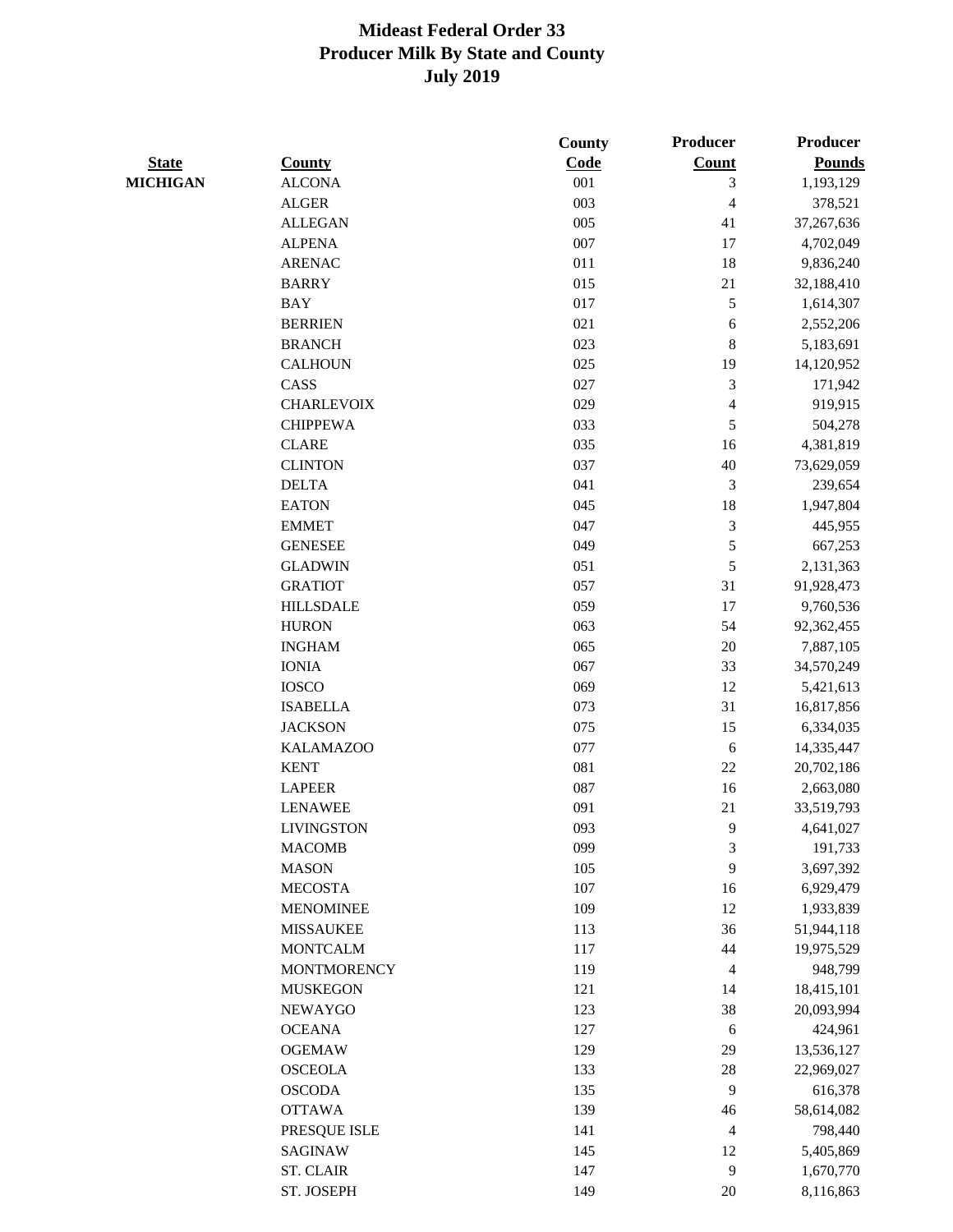# Mideast Federal Order 33
## Producer Milk By State and County
### July 2019

| State | County | County Code | Producer Count | Producer Pounds |
|---|---|---|---|---|
| **MICHIGAN** | ALCONA | 001 | 3 | 1,193,129 |
| | ALGER | 003 | 4 | 378,521 |
| | ALLEGAN | 005 | 41 | 37,267,636 |
| | ALPENA | 007 | 17 | 4,702,049 |
| | ARENAC | 011 | 18 | 9,836,240 |
| | BARRY | 015 | 21 | 32,188,410 |
| | BAY | 017 | 5 | 1,614,307 |
| | BERRIEN | 021 | 6 | 2,552,206 |
| | BRANCH | 023 | 8 | 5,183,691 |
| | CALHOUN | 025 | 19 | 14,120,952 |
| | CASS | 027 | 3 | 171,942 |
| | CHARLEVOIX | 029 | 4 | 919,915 |
| | CHIPPEWA | 033 | 5 | 504,278 |
| | CLARE | 035 | 16 | 4,381,819 |
| | CLINTON | 037 | 40 | 73,629,059 |
| | DELTA | 041 | 3 | 239,654 |
| | EATON | 045 | 18 | 1,947,804 |
| | EMMET | 047 | 3 | 445,955 |
| | GENESEE | 049 | 5 | 667,253 |
| | GLADWIN | 051 | 5 | 2,131,363 |
| | GRATIOT | 057 | 31 | 91,928,473 |
| | HILLSDALE | 059 | 17 | 9,760,536 |
| | HURON | 063 | 54 | 92,362,455 |
| | INGHAM | 065 | 20 | 7,887,105 |
| | IONIA | 067 | 33 | 34,570,249 |
| | IOSCO | 069 | 12 | 5,421,613 |
| | ISABELLA | 073 | 31 | 16,817,856 |
| | JACKSON | 075 | 15 | 6,334,035 |
| | KALAMAZOO | 077 | 6 | 14,335,447 |
| | KENT | 081 | 22 | 20,702,186 |
| | LAPEER | 087 | 16 | 2,663,080 |
| | LENAWEE | 091 | 21 | 33,519,793 |
| | LIVINGSTON | 093 | 9 | 4,641,027 |
| | MACOMB | 099 | 3 | 191,733 |
| | MASON | 105 | 9 | 3,697,392 |
| | MECOSTA | 107 | 16 | 6,929,479 |
| | MENOMINEE | 109 | 12 | 1,933,839 |
| | MISSAUKEE | 113 | 36 | 51,944,118 |
| | MONTCALM | 117 | 44 | 19,975,529 |
| | MONTMORENCY | 119 | 4 | 948,799 |
| | MUSKEGON | 121 | 14 | 18,415,101 |
| | NEWAYGO | 123 | 38 | 20,093,994 |
| | OCEANA | 127 | 6 | 424,961 |
| | OGEMAW | 129 | 29 | 13,536,127 |
| | OSCEOLA | 133 | 28 | 22,969,027 |
| | OSCODA | 135 | 9 | 616,378 |
| | OTTAWA | 139 | 46 | 58,614,082 |
| | PRESQUE ISLE | 141 | 4 | 798,440 |
| | SAGINAW | 145 | 12 | 5,405,869 |
| | ST. CLAIR | 147 | 9 | 1,670,770 |
| | ST. JOSEPH | 149 | 20 | 8,116,863 |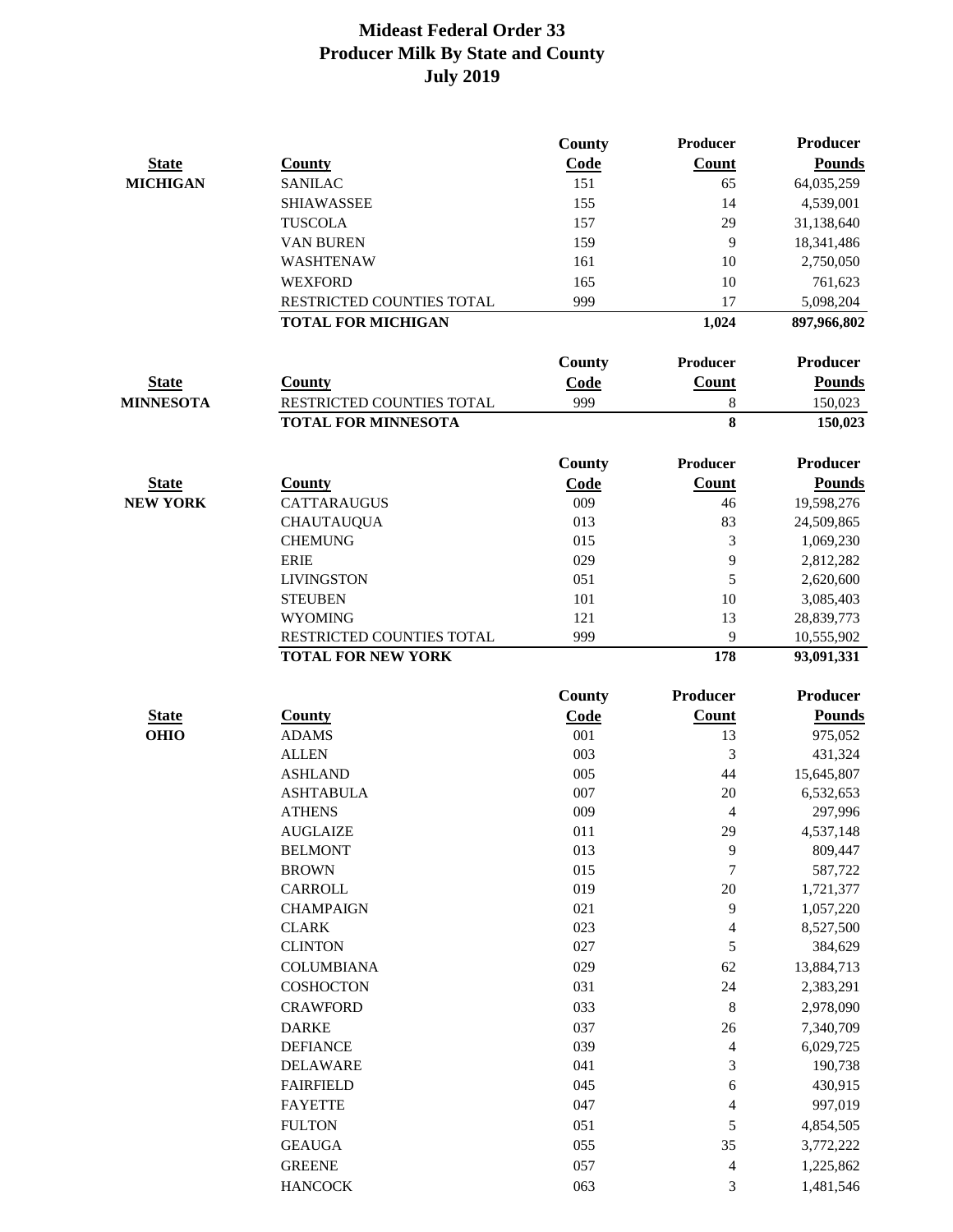# Mideast Federal Order 33
## Producer Milk By State and County
## July 2019

| State | County | County Code | Producer Count | Producer Pounds |
|---|---|---|---|---|
| MICHIGAN | SANILAC | 151 | 65 | 64,035,259 |
| | SHIAWASSEE | 155 | 14 | 4,539,001 |
| | TUSCOLA | 157 | 29 | 31,138,640 |
| | VAN BUREN | 159 | 9 | 18,341,486 |
| | WASHTENAW | 161 | 10 | 2,750,050 |
| | WEXFORD | 165 | 10 | 761,623 |
| | RESTRICTED COUNTIES TOTAL | 999 | 17 | 5,098,204 |
| | **TOTAL FOR MICHIGAN** | | **1,024** | **897,966,802** |

| State | County | County Code | Producer Count | Producer Pounds |
|---|---|---|---|---|
| MINNESOTA | RESTRICTED COUNTIES TOTAL | 999 | 8 | 150,023 |
| | **TOTAL FOR MINNESOTA** | | **8** | **150,023** |

| State | County | County Code | Producer Count | Producer Pounds |
|---|---|---|---|---|
| NEW YORK | CATTARAUGUS | 009 | 46 | 19,598,276 |
| | CHAUTAUQUA | 013 | 83 | 24,509,865 |
| | CHEMUNG | 015 | 3 | 1,069,230 |
| | ERIE | 029 | 9 | 2,812,282 |
| | LIVINGSTON | 051 | 5 | 2,620,600 |
| | STEUBEN | 101 | 10 | 3,085,403 |
| | WYOMING | 121 | 13 | 28,839,773 |
| | RESTRICTED COUNTIES TOTAL | 999 | 9 | 10,555,902 |
| | **TOTAL FOR NEW YORK** | | **178** | **93,091,331** |

| State | County | County Code | Producer Count | Producer Pounds |
|---|---|---|---|---|
| OHIO | ADAMS | 001 | 13 | 975,052 |
| | ALLEN | 003 | 3 | 431,324 |
| | ASHLAND | 005 | 44 | 15,645,807 |
| | ASHTABULA | 007 | 20 | 6,532,653 |
| | ATHENS | 009 | 4 | 297,996 |
| | AUGLAIZE | 011 | 29 | 4,537,148 |
| | BELMONT | 013 | 9 | 809,447 |
| | BROWN | 015 | 7 | 587,722 |
| | CARROLL | 019 | 20 | 1,721,377 |
| | CHAMPAIGN | 021 | 9 | 1,057,220 |
| | CLARK | 023 | 4 | 8,527,500 |
| | CLINTON | 027 | 5 | 384,629 |
| | COLUMBIANA | 029 | 62 | 13,884,713 |
| | COSHOCTON | 031 | 24 | 2,383,291 |
| | CRAWFORD | 033 | 8 | 2,978,090 |
| | DARKE | 037 | 26 | 7,340,709 |
| | DEFIANCE | 039 | 4 | 6,029,725 |
| | DELAWARE | 041 | 3 | 190,738 |
| | FAIRFIELD | 045 | 6 | 430,915 |
| | FAYETTE | 047 | 4 | 997,019 |
| | FULTON | 051 | 5 | 4,854,505 |
| | GEAUGA | 055 | 35 | 3,772,222 |
| | GREENE | 057 | 4 | 1,225,862 |
| | HANCOCK | 063 | 3 | 1,481,546 |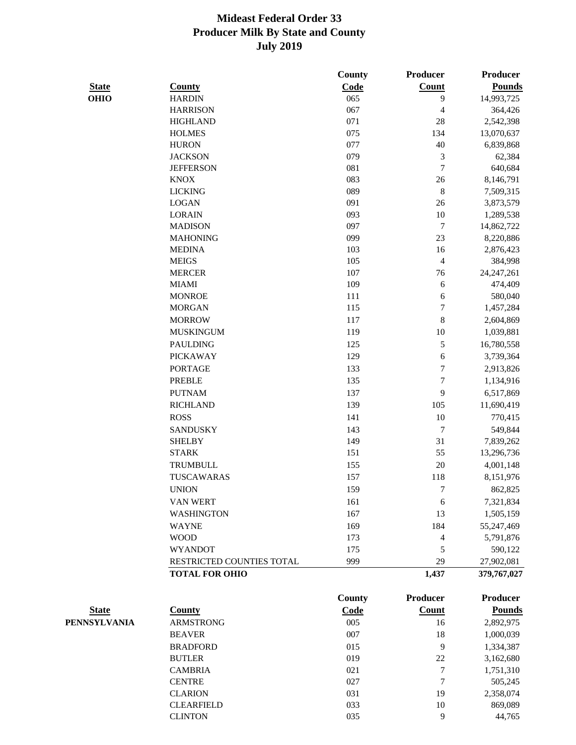# Mideast Federal Order 33
# Producer Milk By State and County
# July 2019

| State | County | County Code | Producer Count | Producer Pounds |
|---|---|---|---|---|
| OHIO | HARDIN | 065 | 9 | 14,993,725 |
| | HARRISON | 067 | 4 | 364,426 |
| | HIGHLAND | 071 | 28 | 2,542,398 |
| | HOLMES | 075 | 134 | 13,070,637 |
| | HURON | 077 | 40 | 6,839,868 |
| | JACKSON | 079 | 3 | 62,384 |
| | JEFFERSON | 081 | 7 | 640,684 |
| | KNOX | 083 | 26 | 8,146,791 |
| | LICKING | 089 | 8 | 7,509,315 |
| | LOGAN | 091 | 26 | 3,873,579 |
| | LORAIN | 093 | 10 | 1,289,538 |
| | MADISON | 097 | 7 | 14,862,722 |
| | MAHONING | 099 | 23 | 8,220,886 |
| | MEDINA | 103 | 16 | 2,876,423 |
| | MEIGS | 105 | 4 | 384,998 |
| | MERCER | 107 | 76 | 24,247,261 |
| | MIAMI | 109 | 6 | 474,409 |
| | MONROE | 111 | 6 | 580,040 |
| | MORGAN | 115 | 7 | 1,457,284 |
| | MORROW | 117 | 8 | 2,604,869 |
| | MUSKINGUM | 119 | 10 | 1,039,881 |
| | PAULDING | 125 | 5 | 16,780,558 |
| | PICKAWAY | 129 | 6 | 3,739,364 |
| | PORTAGE | 133 | 7 | 2,913,826 |
| | PREBLE | 135 | 7 | 1,134,916 |
| | PUTNAM | 137 | 9 | 6,517,869 |
| | RICHLAND | 139 | 105 | 11,690,419 |
| | ROSS | 141 | 10 | 770,415 |
| | SANDUSKY | 143 | 7 | 549,844 |
| | SHELBY | 149 | 31 | 7,839,262 |
| | STARK | 151 | 55 | 13,296,736 |
| | TRUMBULL | 155 | 20 | 4,001,148 |
| | TUSCARAWAS | 157 | 118 | 8,151,976 |
| | UNION | 159 | 7 | 862,825 |
| | VAN WERT | 161 | 6 | 7,321,834 |
| | WASHINGTON | 167 | 13 | 1,505,159 |
| | WAYNE | 169 | 184 | 55,247,469 |
| | WOOD | 173 | 4 | 5,791,876 |
| | WYANDOT | 175 | 5 | 590,122 |
| | RESTRICTED COUNTIES TOTAL | 999 | 29 | 27,902,081 |
| | **TOTAL FOR OHIO** | | **1,437** | **379,767,027** |

| State | County | County Code | Producer Count | Producer Pounds |
|---|---|---|---|---|
| PENNSYLVANIA | ARMSTRONG | 005 | 16 | 2,892,975 |
| | BEAVER | 007 | 18 | 1,000,039 |
| | BRADFORD | 015 | 9 | 1,334,387 |
| | BUTLER | 019 | 22 | 3,162,680 |
| | CAMBRIA | 021 | 7 | 1,751,310 |
| | CENTRE | 027 | 7 | 505,245 |
| | CLARION | 031 | 19 | 2,358,074 |
| | CLEARFIELD | 033 | 10 | 869,089 |
| | CLINTON | 035 | 9 | 44,765 |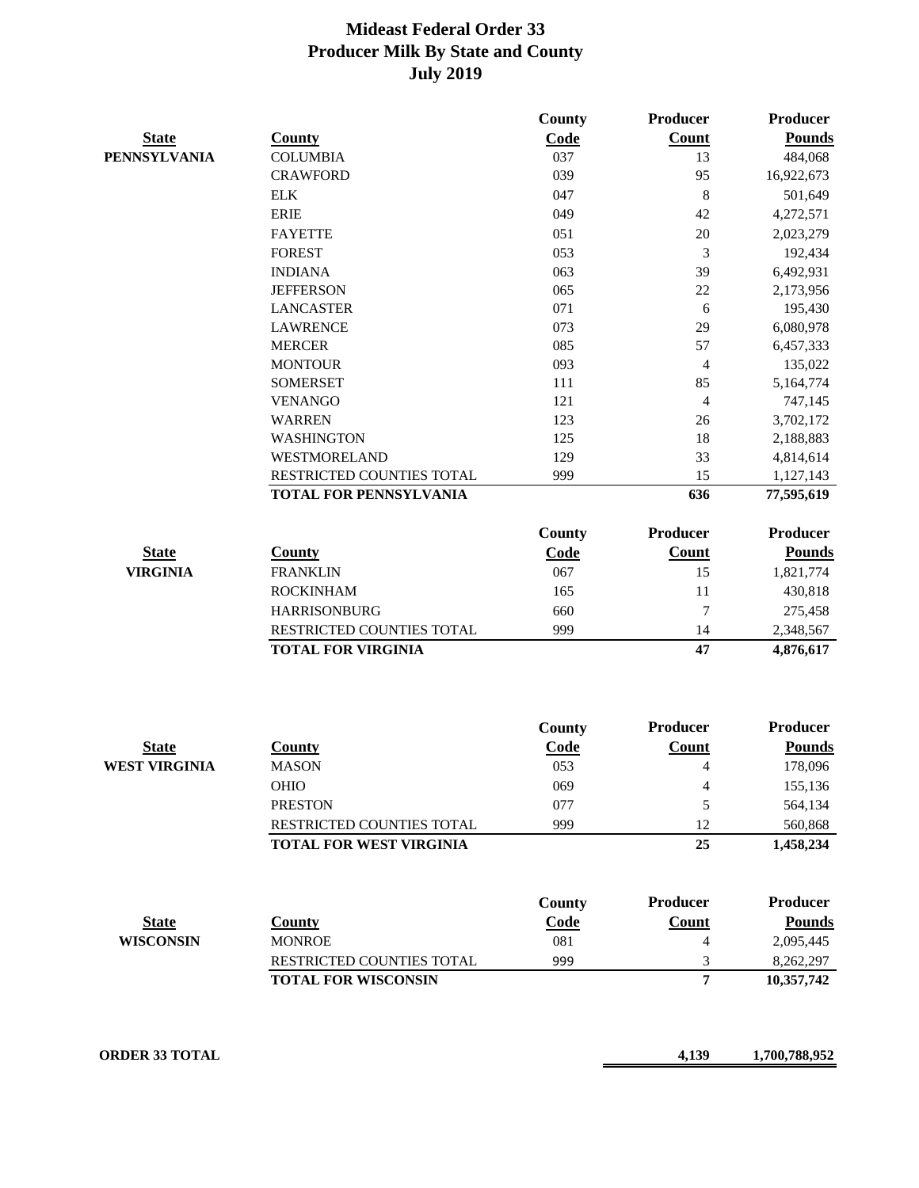# Mideast Federal Order 33
## Producer Milk By State and County
## July 2019

| State | County | County Code | Producer Count | Producer Pounds |
|---|---|---|---|---|
| PENNSYLVANIA | COLUMBIA | 037 | 13 | 484,068 |
| | CRAWFORD | 039 | 95 | 16,922,673 |
| | ELK | 047 | 8 | 501,649 |
| | ERIE | 049 | 42 | 4,272,571 |
| | FAYETTE | 051 | 20 | 2,023,279 |
| | FOREST | 053 | 3 | 192,434 |
| | INDIANA | 063 | 39 | 6,492,931 |
| | JEFFERSON | 065 | 22 | 2,173,956 |
| | LANCASTER | 071 | 6 | 195,430 |
| | LAWRENCE | 073 | 29 | 6,080,978 |
| | MERCER | 085 | 57 | 6,457,333 |
| | MONTOUR | 093 | 4 | 135,022 |
| | SOMERSET | 111 | 85 | 5,164,774 |
| | VENANGO | 121 | 4 | 747,145 |
| | WARREN | 123 | 26 | 3,702,172 |
| | WASHINGTON | 125 | 18 | 2,188,883 |
| | WESTMORELAND | 129 | 33 | 4,814,614 |
| | RESTRICTED COUNTIES TOTAL | 999 | 15 | 1,127,143 |
| | **TOTAL FOR PENNSYLVANIA** | | **636** | **77,595,619** |

| State | County | County Code | Producer Count | Producer Pounds |
|---|---|---|---|---|
| VIRGINIA | FRANKLIN | 067 | 15 | 1,821,774 |
| | ROCKINHAM | 165 | 11 | 430,818 |
| | HARRISONBURG | 660 | 7 | 275,458 |
| | RESTRICTED COUNTIES TOTAL | 999 | 14 | 2,348,567 |
| | **TOTAL FOR VIRGINIA** | | **47** | **4,876,617** |

| State | County | County Code | Producer Count | Producer Pounds |
|---|---|---|---|---|
| WEST VIRGINIA | MASON | 053 | 4 | 178,096 |
| | OHIO | 069 | 4 | 155,136 |
| | PRESTON | 077 | 5 | 564,134 |
| | RESTRICTED COUNTIES TOTAL | 999 | 12 | 560,868 |
| | **TOTAL FOR WEST VIRGINIA** | | **25** | **1,458,234** |

| State | County | County Code | Producer Count | Producer Pounds |
|---|---|---|---|---|
| WISCONSIN | MONROE | 081 | 4 | 2,095,445 |
| | RESTRICTED COUNTIES TOTAL | 999 | 3 | 8,262,297 |
| | **TOTAL FOR WISCONSIN** | | **7** | **10,357,742** |

| | | | | |
|---|---|---|---|---|
| **ORDER 33 TOTAL** | | | **4,139** | **1,700,788,952** |